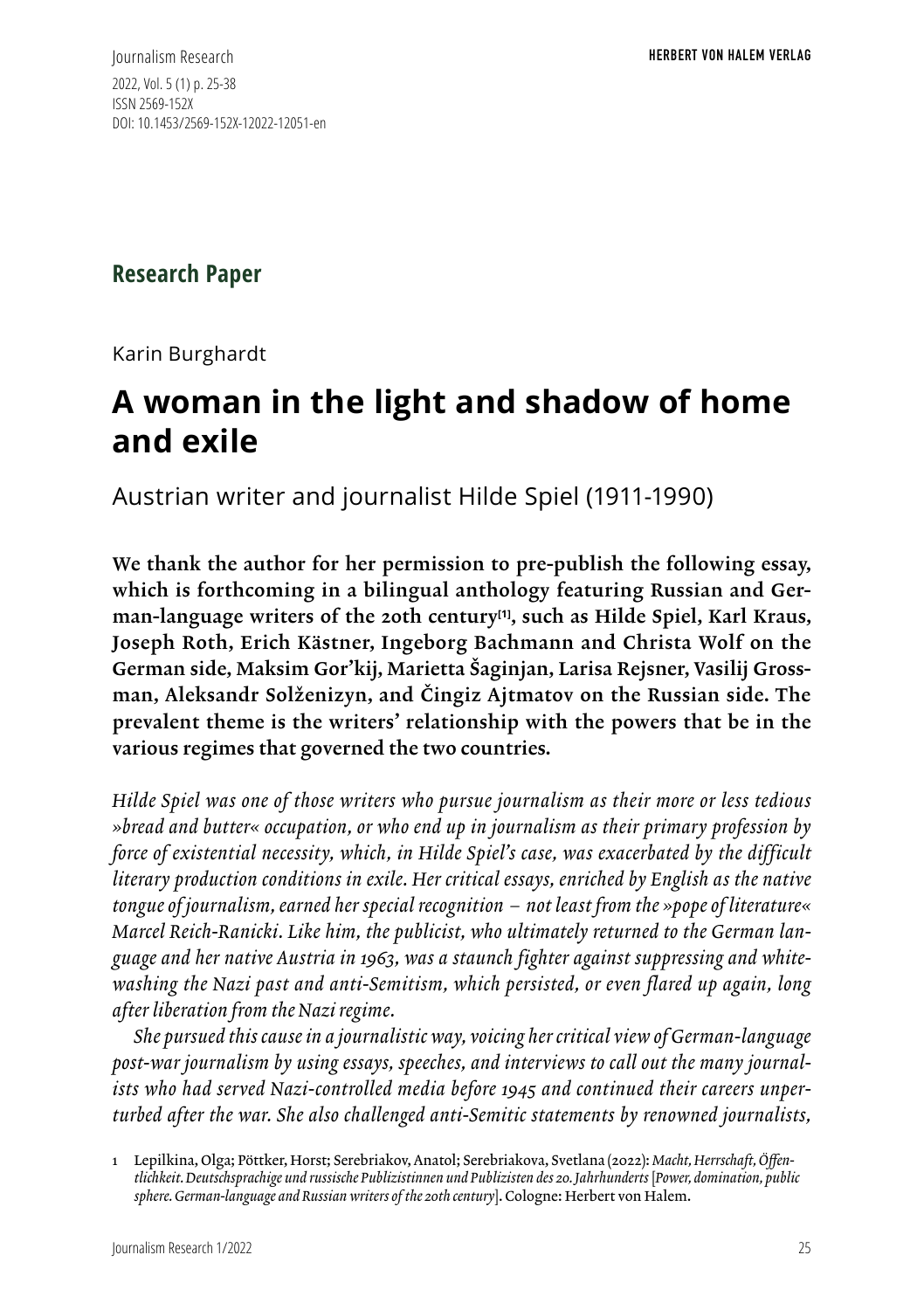Research Paper

Karin Burghardt

# A woman in the light and shadow of home and exile

## Austrian writer and journalist Hilde Spiel (1911-1990)

**We thank the author for her permission to pre-publish the following essay, which is forthcoming in a bilingual anthology featuring Russian and German-language writers of the 20th century[1], such as Hilde Spiel, Karl Kraus, Joseph Roth, Erich Kästner, Ingeborg Bachmann and Christa Wolf on the German side, Maksim Gor'kij, Marietta Šaginjan, Larisa Rejsner, Vasilij Grossman, Aleksandr Solženizyn, and Čingiz Ajtmatov on the Russian side. The prevalent theme is the writers' relationship with the powers that be in the various regimes that governed the two countries.**

*Hilde Spiel was one of those writers who pursue journalism as their more or less tedious »bread and butter« occupation, or who end up in journalism as their primary profession by force of existential necessity, which, in Hilde Spiel's case, was exacerbated by the difficult literary production conditions in exile. Her critical essays, enriched by English as the native tongue of journalism, earned her special recognition – not least from the »pope of literature« Marcel Reich-Ranicki. Like him, the publicist, who ultimately returned to the German language and her native Austria in 1963, was a staunch fighter against suppressing and whitewashing the Nazi past and anti-Semitism, which persisted, or even flared up again, long after liberation from the Nazi regime.*

*She pursued this cause in a journalistic way, voicing her critical view of German-language post-war journalism by using essays, speeches, and interviews to call out the many journalists who had served Nazi-controlled media before 1945 and continued their careers unperturbed after the war. She also challenged anti-Semitic statements by renowned journalists,*

1 Lepilkina, Olga; Pöttker, Horst; Serebriakov, Anatol; Serebriakova, Svetlana (2022): *Macht, Herrschaft, Öffentlichkeit. Deutschsprachige und russische Publizistinnen und Publizisten des 20. Jahrhunderts* [*Power, domination, public sphere. German-language and Russian writers of the 20th century*]. Cologne: Herbert von Halem.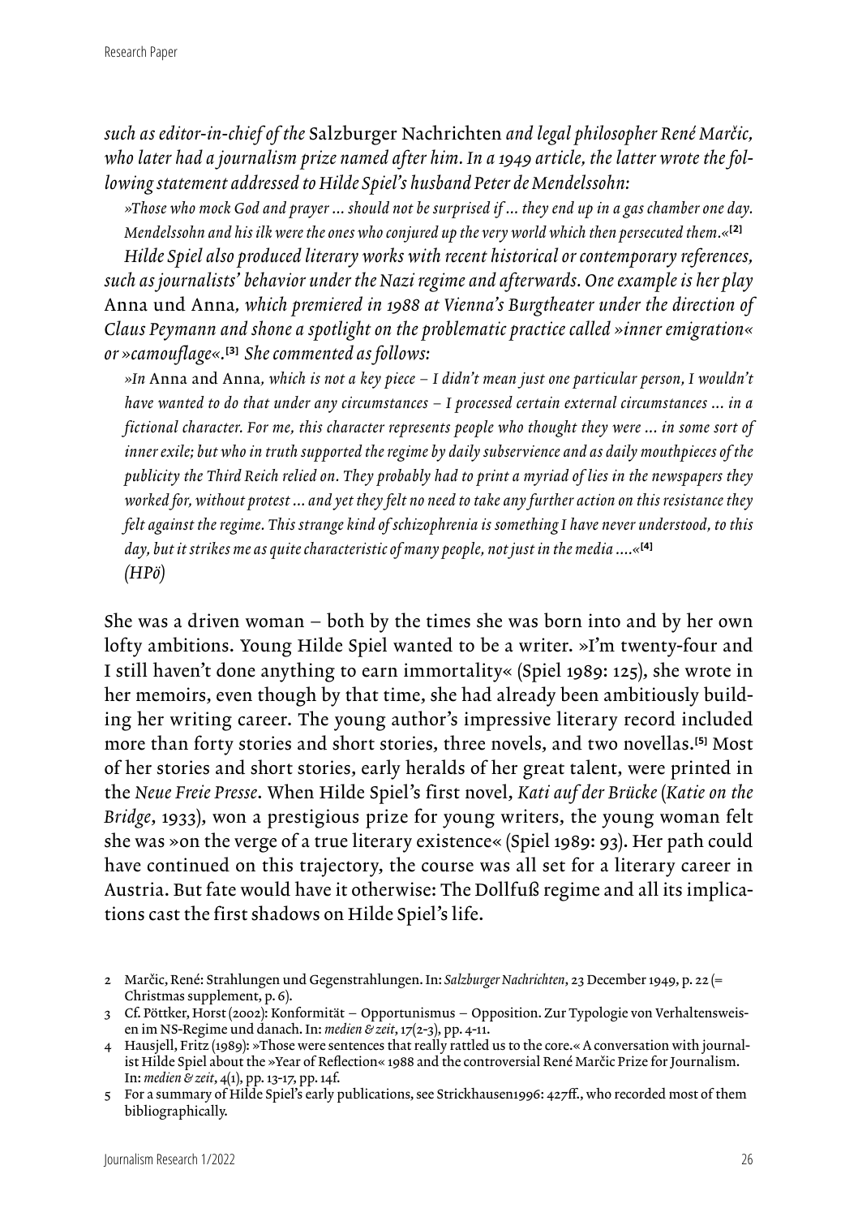*such as editor-in-chief of the* Salzburger Nachrichten *and legal philosopher René Marčic, who later had a journalism prize named after him. In a 1949 article, the latter wrote the following statement addressed to Hilde Spiel's husband Peter de Mendelssohn:*

> *»Those who mock God and prayer ... should not be surprised if ... they end up in a gas chamber one day. Mendelssohn and his ilk were the ones who conjured up the very world which then persecuted them.«*[2]

*Hilde Spiel also produced literary works with recent historical or contemporary references, such as journalists' behavior under the Nazi regime and afterwards. One example is her play* Anna und Anna*, which premiered in 1988 at Vienna's Burgtheater under the direction of Claus Peymann and shone a spotlight on the problematic practice called »inner emigration« or »camouflage«.*[3] *She commented as follows:*

> *»In* Anna and Anna*, which is not a key piece – I didn't mean just one particular person, I wouldn't have wanted to do that under any circumstances – I processed certain external circumstances ... in a fictional character. For me, this character represents people who thought they were ... in some sort of inner exile; but who in truth supported the regime by daily subservience and as daily mouthpieces of the publicity the Third Reich relied on. They probably had to print a myriad of lies in the newspapers they worked for, without protest ... and yet they felt no need to take any further action on this resistance they felt against the regime. This strange kind of schizophrenia is something I have never understood, to this day, but it strikes me as quite characteristic of many people, not just in the media ....«*[4]

*(HPö)*

She was a driven woman – both by the times she was born into and by her own lofty ambitions. Young Hilde Spiel wanted to be a writer. »I'm twenty-four and I still haven't done anything to earn immortality« (Spiel 1989: 125), she wrote in her memoirs, even though by that time, she had already been ambitiously building her writing career. The young author's impressive literary record included more than forty stories and short stories, three novels, and two novellas.[5] Most of her stories and short stories, early heralds of her great talent, were printed in the *Neue Freie Presse*. When Hilde Spiel's first novel, *Kati auf der Brücke* (*Katie on the Bridge*, 1933), won a prestigious prize for young writers, the young woman felt she was »on the verge of a true literary existence« (Spiel 1989: 93). Her path could have continued on this trajectory, the course was all set for a literary career in Austria. But fate would have it otherwise: The Dollfuß regime and all its implications cast the first shadows on Hilde Spiel's life.

---

2 Marčic, René: Strahlungen und Gegenstrahlungen. In: *Salzburger Nachrichten*, 23 December 1949, p. 22 (= Christmas supplement, p. 6).

3 Cf. Pöttker, Horst (2002): Konformität – Opportunismus – Opposition. Zur Typologie von Verhaltensweisen im NS-Regime und danach. In: *medien & zeit*, 17(2-3), pp. 4-11.

4 Hausjell, Fritz (1989): »Those were sentences that really rattled us to the core.« A conversation with journalist Hilde Spiel about the »Year of Reflection« 1988 and the controversial René Marčic Prize for Journalism. In: *medien & zeit*, 4(1), pp. 13-17, pp. 14f.

5 For a summary of Hilde Spiel's early publications, see Strickhausen1996: 427ff., who recorded most of them bibliographically.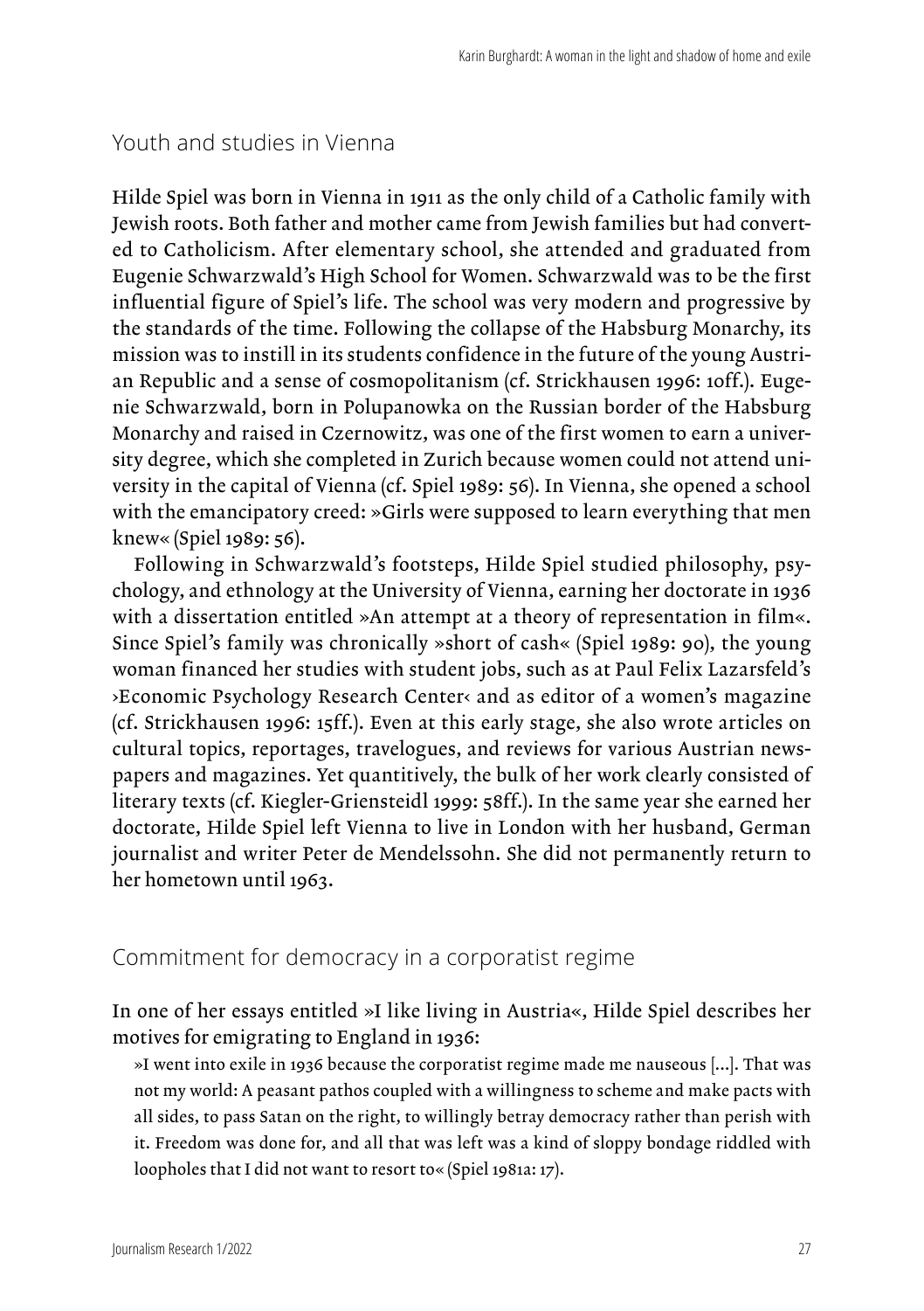## Youth and studies in Vienna

Hilde Spiel was born in Vienna in 1911 as the only child of a Catholic family with Jewish roots. Both father and mother came from Jewish families but had converted to Catholicism. After elementary school, she attended and graduated from Eugenie Schwarzwald's High School for Women. Schwarzwald was to be the first influential figure of Spiel's life. The school was very modern and progressive by the standards of the time. Following the collapse of the Habsburg Monarchy, its mission was to instill in its students confidence in the future of the young Austrian Republic and a sense of cosmopolitanism (cf. Strickhausen 1996: 10ff.). Eugenie Schwarzwald, born in Polupanowka on the Russian border of the Habsburg Monarchy and raised in Czernowitz, was one of the first women to earn a university degree, which she completed in Zurich because women could not attend university in the capital of Vienna (cf. Spiel 1989: 56). In Vienna, she opened a school with the emancipatory creed: »Girls were supposed to learn everything that men knew« (Spiel 1989: 56).

Following in Schwarzwald's footsteps, Hilde Spiel studied philosophy, psychology, and ethnology at the University of Vienna, earning her doctorate in 1936 with a dissertation entitled »An attempt at a theory of representation in film«. Since Spiel's family was chronically »short of cash« (Spiel 1989: 90), the young woman financed her studies with student jobs, such as at Paul Felix Lazarsfeld's ›Economic Psychology Research Center‹ and as editor of a women's magazine (cf. Strickhausen 1996: 15ff.). Even at this early stage, she also wrote articles on cultural topics, reportages, travelogues, and reviews for various Austrian newspapers and magazines. Yet quantitively, the bulk of her work clearly consisted of literary texts (cf. Kiegler-Griensteidl 1999: 58ff.). In the same year she earned her doctorate, Hilde Spiel left Vienna to live in London with her husband, German journalist and writer Peter de Mendelssohn. She did not permanently return to her hometown until 1963.

## Commitment for democracy in a corporatist regime

In one of her essays entitled »I like living in Austria«, Hilde Spiel describes her motives for emigrating to England in 1936:

> »I went into exile in 1936 because the corporatist regime made me nauseous [...]. That was not my world: A peasant pathos coupled with a willingness to scheme and make pacts with all sides, to pass Satan on the right, to willingly betray democracy rather than perish with it. Freedom was done for, and all that was left was a kind of sloppy bondage riddled with loopholes that I did not want to resort to« (Spiel 1981a: 17).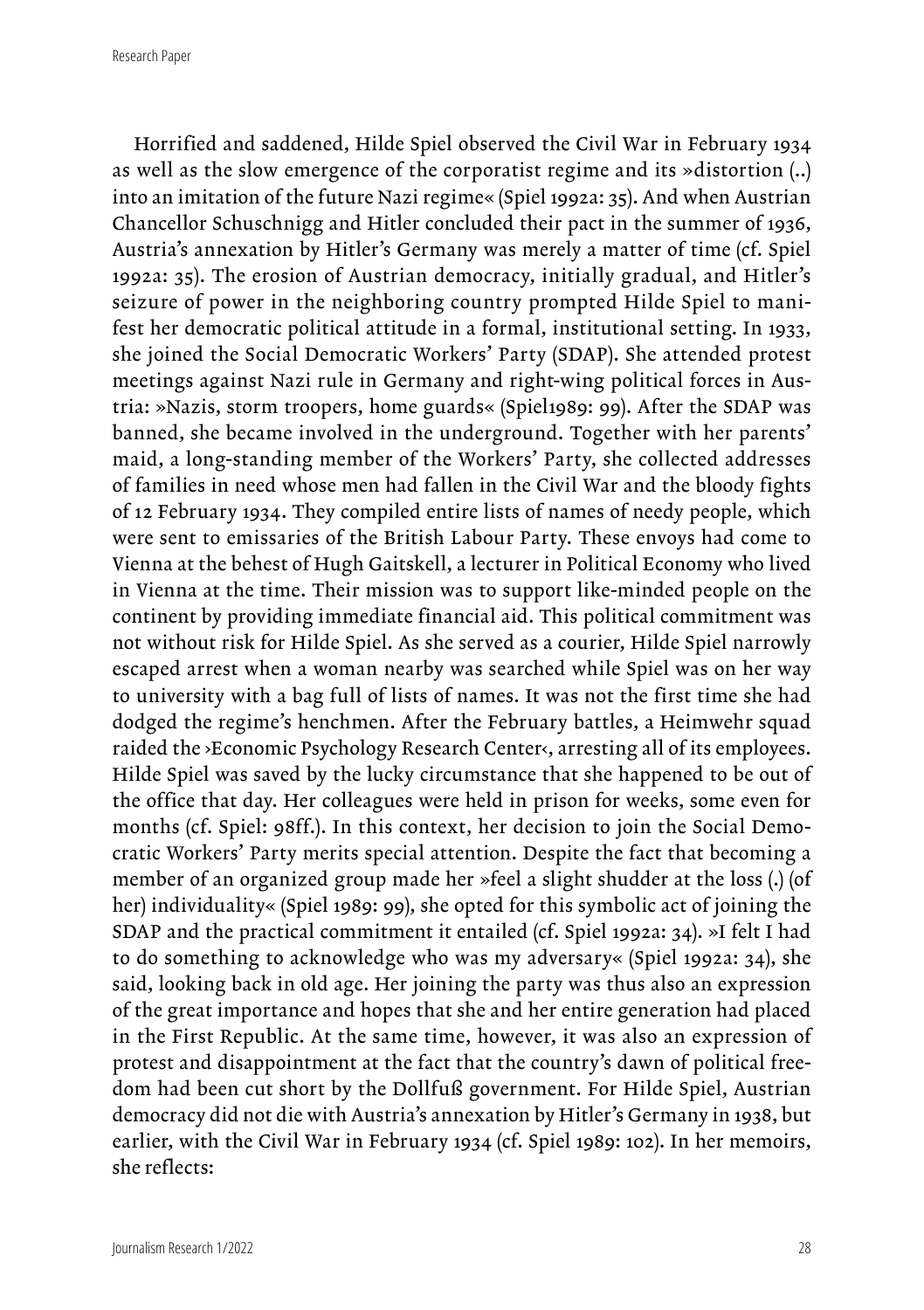Horrified and saddened, Hilde Spiel observed the Civil War in February 1934 as well as the slow emergence of the corporatist regime and its »distortion (..) into an imitation of the future Nazi regime« (Spiel 1992a: 35). And when Austrian Chancellor Schuschnigg and Hitler concluded their pact in the summer of 1936, Austria's annexation by Hitler's Germany was merely a matter of time (cf. Spiel 1992a: 35). The erosion of Austrian democracy, initially gradual, and Hitler's seizure of power in the neighboring country prompted Hilde Spiel to manifest her democratic political attitude in a formal, institutional setting. In 1933, she joined the Social Democratic Workers' Party (SDAP). She attended protest meetings against Nazi rule in Germany and right-wing political forces in Austria: »Nazis, storm troopers, home guards« (Spiel1989: 99). After the SDAP was banned, she became involved in the underground. Together with her parents' maid, a long-standing member of the Workers' Party, she collected addresses of families in need whose men had fallen in the Civil War and the bloody fights of 12 February 1934. They compiled entire lists of names of needy people, which were sent to emissaries of the British Labour Party. These envoys had come to Vienna at the behest of Hugh Gaitskell, a lecturer in Political Economy who lived in Vienna at the time. Their mission was to support like-minded people on the continent by providing immediate financial aid. This political commitment was not without risk for Hilde Spiel. As she served as a courier, Hilde Spiel narrowly escaped arrest when a woman nearby was searched while Spiel was on her way to university with a bag full of lists of names. It was not the first time she had dodged the regime's henchmen. After the February battles, a Heimwehr squad raided the ›Economic Psychology Research Center‹, arresting all of its employees. Hilde Spiel was saved by the lucky circumstance that she happened to be out of the office that day. Her colleagues were held in prison for weeks, some even for months (cf. Spiel: 98ff.). In this context, her decision to join the Social Democratic Workers' Party merits special attention. Despite the fact that becoming a member of an organized group made her »feel a slight shudder at the loss (.) (of her) individuality« (Spiel 1989: 99), she opted for this symbolic act of joining the SDAP and the practical commitment it entailed (cf. Spiel 1992a: 34). »I felt I had to do something to acknowledge who was my adversary« (Spiel 1992a: 34), she said, looking back in old age. Her joining the party was thus also an expression of the great importance and hopes that she and her entire generation had placed in the First Republic. At the same time, however, it was also an expression of protest and disappointment at the fact that the country's dawn of political freedom had been cut short by the Dollfuß government. For Hilde Spiel, Austrian democracy did not die with Austria's annexation by Hitler's Germany in 1938, but earlier, with the Civil War in February 1934 (cf. Spiel 1989: 102). In her memoirs, she reflects: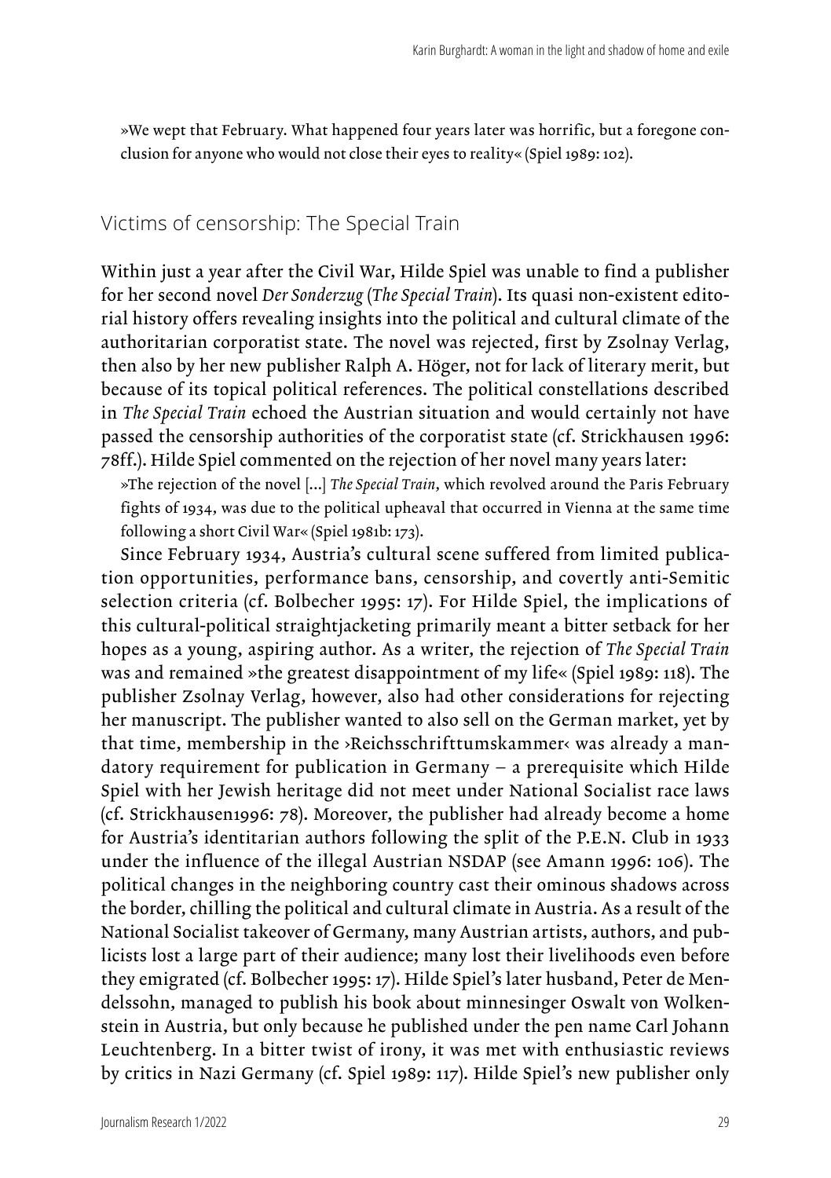»We wept that February. What happened four years later was horrific, but a foregone conclusion for anyone who would not close their eyes to reality« (Spiel 1989: 102).

## Victims of censorship: The Special Train

Within just a year after the Civil War, Hilde Spiel was unable to find a publisher for her second novel *Der Sonderzug* (*The Special Train*). Its quasi non-existent editorial history offers revealing insights into the political and cultural climate of the authoritarian corporatist state. The novel was rejected, first by Zsolnay Verlag, then also by her new publisher Ralph A. Höger, not for lack of literary merit, but because of its topical political references. The political constellations described in *The Special Train* echoed the Austrian situation and would certainly not have passed the censorship authorities of the corporatist state (cf. Strickhausen 1996: 78ff.). Hilde Spiel commented on the rejection of her novel many years later:

»The rejection of the novel [...] *The Special Train*, which revolved around the Paris February fights of 1934, was due to the political upheaval that occurred in Vienna at the same time following a short Civil War« (Spiel 1981b: 173).

Since February 1934, Austria's cultural scene suffered from limited publication opportunities, performance bans, censorship, and covertly anti-Semitic selection criteria (cf. Bolbecher 1995: 17). For Hilde Spiel, the implications of this cultural-political straightjacketing primarily meant a bitter setback for her hopes as a young, aspiring author. As a writer, the rejection of *The Special Train* was and remained »the greatest disappointment of my life« (Spiel 1989: 118). The publisher Zsolnay Verlag, however, also had other considerations for rejecting her manuscript. The publisher wanted to also sell on the German market, yet by that time, membership in the ›Reichsschrifttumskammer‹ was already a mandatory requirement for publication in Germany – a prerequisite which Hilde Spiel with her Jewish heritage did not meet under National Socialist race laws (cf. Strickhausen1996: 78). Moreover, the publisher had already become a home for Austria's identitarian authors following the split of the P.E.N. Club in 1933 under the influence of the illegal Austrian NSDAP (see Amann 1996: 106). The political changes in the neighboring country cast their ominous shadows across the border, chilling the political and cultural climate in Austria. As a result of the National Socialist takeover of Germany, many Austrian artists, authors, and publicists lost a large part of their audience; many lost their livelihoods even before they emigrated (cf. Bolbecher 1995: 17). Hilde Spiel's later husband, Peter de Mendelssohn, managed to publish his book about minnesinger Oswalt von Wolkenstein in Austria, but only because he published under the pen name Carl Johann Leuchtenberg. In a bitter twist of irony, it was met with enthusiastic reviews by critics in Nazi Germany (cf. Spiel 1989: 117). Hilde Spiel's new publisher only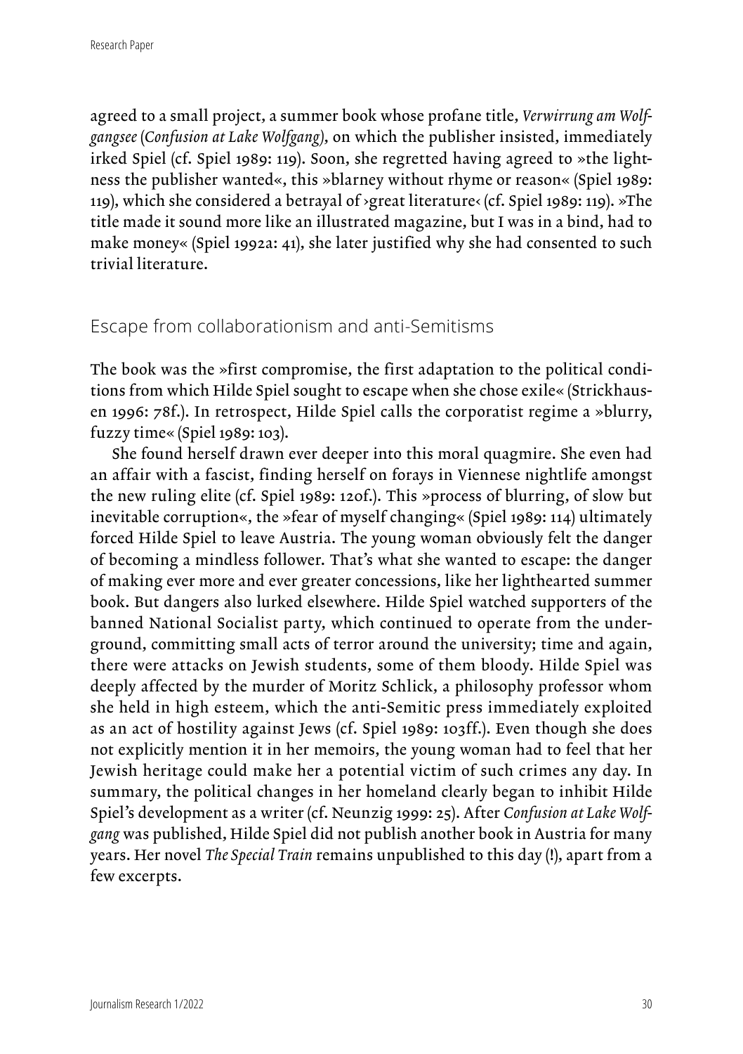agreed to a small project, a summer book whose profane title, *Verwirrung am Wolfgangsee* (*Confusion at Lake Wolfgang*), on which the publisher insisted, immediately irked Spiel (cf. Spiel 1989: 119). Soon, she regretted having agreed to »the lightness the publisher wanted«, this »blarney without rhyme or reason« (Spiel 1989: 119), which she considered a betrayal of ›great literature‹ (cf. Spiel 1989: 119). »The title made it sound more like an illustrated magazine, but I was in a bind, had to make money« (Spiel 1992a: 41), she later justified why she had consented to such trivial literature.

## Escape from collaborationism and anti-Semitisms

The book was the »first compromise, the first adaptation to the political conditions from which Hilde Spiel sought to escape when she chose exile« (Strickhausen 1996: 78f.). In retrospect, Hilde Spiel calls the corporatist regime a »blurry, fuzzy time« (Spiel 1989: 103).

She found herself drawn ever deeper into this moral quagmire. She even had an affair with a fascist, finding herself on forays in Viennese nightlife amongst the new ruling elite (cf. Spiel 1989: 120f.). This »process of blurring, of slow but inevitable corruption«, the »fear of myself changing« (Spiel 1989: 114) ultimately forced Hilde Spiel to leave Austria. The young woman obviously felt the danger of becoming a mindless follower. That's what she wanted to escape: the danger of making ever more and ever greater concessions, like her lighthearted summer book. But dangers also lurked elsewhere. Hilde Spiel watched supporters of the banned National Socialist party, which continued to operate from the underground, committing small acts of terror around the university; time and again, there were attacks on Jewish students, some of them bloody. Hilde Spiel was deeply affected by the murder of Moritz Schlick, a philosophy professor whom she held in high esteem, which the anti-Semitic press immediately exploited as an act of hostility against Jews (cf. Spiel 1989: 103ff.). Even though she does not explicitly mention it in her memoirs, the young woman had to feel that her Jewish heritage could make her a potential victim of such crimes any day. In summary, the political changes in her homeland clearly began to inhibit Hilde Spiel's development as a writer (cf. Neunzig 1999: 25). After *Confusion at Lake Wolfgang* was published, Hilde Spiel did not publish another book in Austria for many years. Her novel *The Special Train* remains unpublished to this day (!), apart from a few excerpts.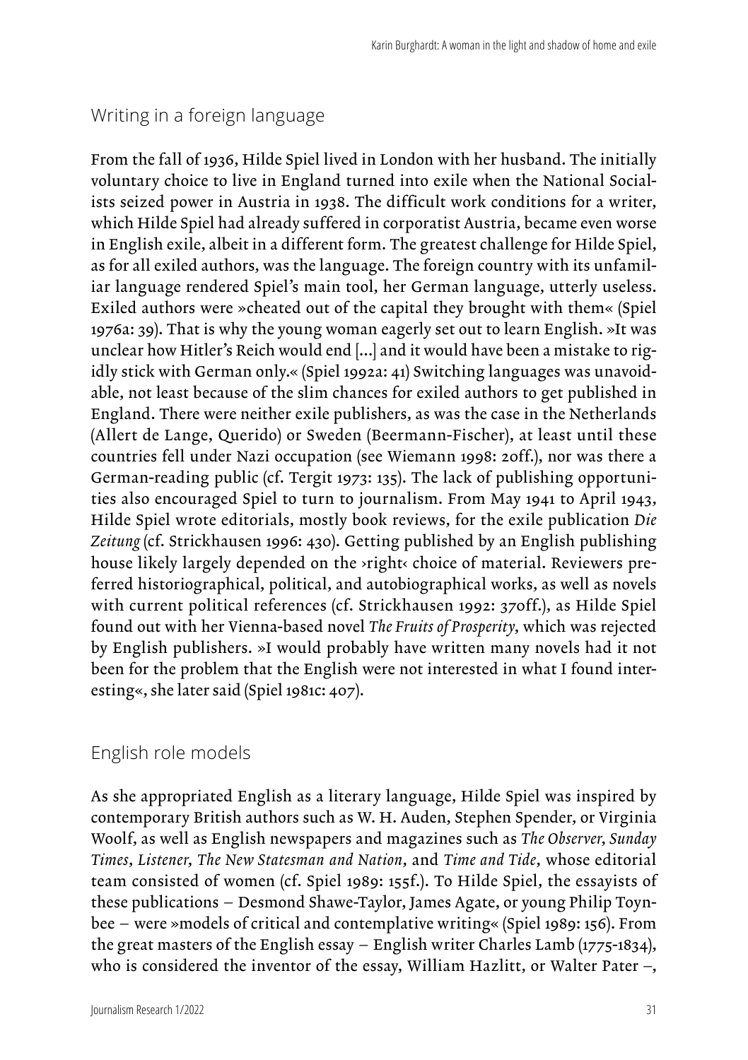## Writing in a foreign language

From the fall of 1936, Hilde Spiel lived in London with her husband. The initially voluntary choice to live in England turned into exile when the National Socialists seized power in Austria in 1938. The difficult work conditions for a writer, which Hilde Spiel had already suffered in corporatist Austria, became even worse in English exile, albeit in a different form. The greatest challenge for Hilde Spiel, as for all exiled authors, was the language. The foreign country with its unfamiliar language rendered Spiel's main tool, her German language, utterly useless. Exiled authors were »cheated out of the capital they brought with them« (Spiel 1976a: 39). That is why the young woman eagerly set out to learn English. »It was unclear how Hitler's Reich would end [...] and it would have been a mistake to rigidly stick with German only.« (Spiel 1992a: 41) Switching languages was unavoidable, not least because of the slim chances for exiled authors to get published in England. There were neither exile publishers, as was the case in the Netherlands (Allert de Lange, Querido) or Sweden (Beermann-Fischer), at least until these countries fell under Nazi occupation (see Wiemann 1998: 20ff.), nor was there a German-reading public (cf. Tergit 1973: 135). The lack of publishing opportunities also encouraged Spiel to turn to journalism. From May 1941 to April 1943, Hilde Spiel wrote editorials, mostly book reviews, for the exile publication *Die Zeitung* (cf. Strickhausen 1996: 430). Getting published by an English publishing house likely largely depended on the ›right‹ choice of material. Reviewers preferred historiographical, political, and autobiographical works, as well as novels with current political references (cf. Strickhausen 1992: 370ff.), as Hilde Spiel found out with her Vienna-based novel *The Fruits of Prosperity*, which was rejected by English publishers. »I would probably have written many novels had it not been for the problem that the English were not interested in what I found interesting«, she later said (Spiel 1981c: 407).

## English role models

As she appropriated English as a literary language, Hilde Spiel was inspired by contemporary British authors such as W. H. Auden, Stephen Spender, or Virginia Woolf, as well as English newspapers and magazines such as *The Observer*, *Sunday Times*, *Listener*, *The New Statesman and Nation*, and *Time and Tide*, whose editorial team consisted of women (cf. Spiel 1989: 155f.). To Hilde Spiel, the essayists of these publications – Desmond Shawe-Taylor, James Agate, or young Philip Toynbee – were »models of critical and contemplative writing« (Spiel 1989: 156). From the great masters of the English essay – English writer Charles Lamb (1775-1834), who is considered the inventor of the essay, William Hazlitt, or Walter Pater –,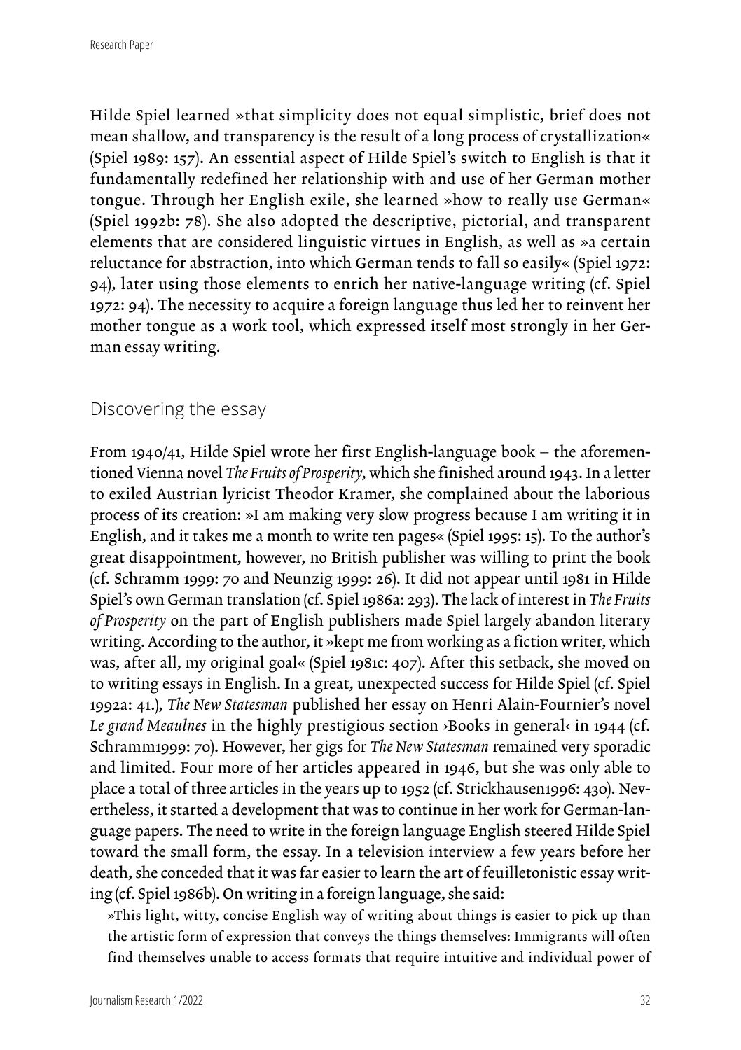Hilde Spiel learned »that simplicity does not equal simplistic, brief does not mean shallow, and transparency is the result of a long process of crystallization« (Spiel 1989: 157). An essential aspect of Hilde Spiel's switch to English is that it fundamentally redefined her relationship with and use of her German mother tongue. Through her English exile, she learned »how to really use German« (Spiel 1992b: 78). She also adopted the descriptive, pictorial, and transparent elements that are considered linguistic virtues in English, as well as »a certain reluctance for abstraction, into which German tends to fall so easily« (Spiel 1972: 94), later using those elements to enrich her native-language writing (cf. Spiel 1972: 94). The necessity to acquire a foreign language thus led her to reinvent her mother tongue as a work tool, which expressed itself most strongly in her German essay writing.

## Discovering the essay

From 1940/41, Hilde Spiel wrote her first English-language book – the aforementioned Vienna novel *The Fruits of Prosperity*, which she finished around 1943. In a letter to exiled Austrian lyricist Theodor Kramer, she complained about the laborious process of its creation: »I am making very slow progress because I am writing it in English, and it takes me a month to write ten pages« (Spiel 1995: 15). To the author's great disappointment, however, no British publisher was willing to print the book (cf. Schramm 1999: 70 and Neunzig 1999: 26). It did not appear until 1981 in Hilde Spiel's own German translation (cf. Spiel 1986a: 293). The lack of interest in *The Fruits of Prosperity* on the part of English publishers made Spiel largely abandon literary writing. According to the author, it »kept me from working as a fiction writer, which was, after all, my original goal« (Spiel 1981c: 407). After this setback, she moved on to writing essays in English. In a great, unexpected success for Hilde Spiel (cf. Spiel 1992a: 41.), *The New Statesman* published her essay on Henri Alain-Fournier's novel *Le grand Meaulnes* in the highly prestigious section ›Books in general‹ in 1944 (cf. Schramm1999: 70). However, her gigs for *The New Statesman* remained very sporadic and limited. Four more of her articles appeared in 1946, but she was only able to place a total of three articles in the years up to 1952 (cf. Strickhausen1996: 430). Nevertheless, it started a development that was to continue in her work for German-language papers. The need to write in the foreign language English steered Hilde Spiel toward the small form, the essay. In a television interview a few years before her death, she conceded that it was far easier to learn the art of feuilletonistic essay writing (cf. Spiel 1986b). On writing in a foreign language, she said:

> »This light, witty, concise English way of writing about things is easier to pick up than the artistic form of expression that conveys the things themselves: Immigrants will often find themselves unable to access formats that require intuitive and individual power of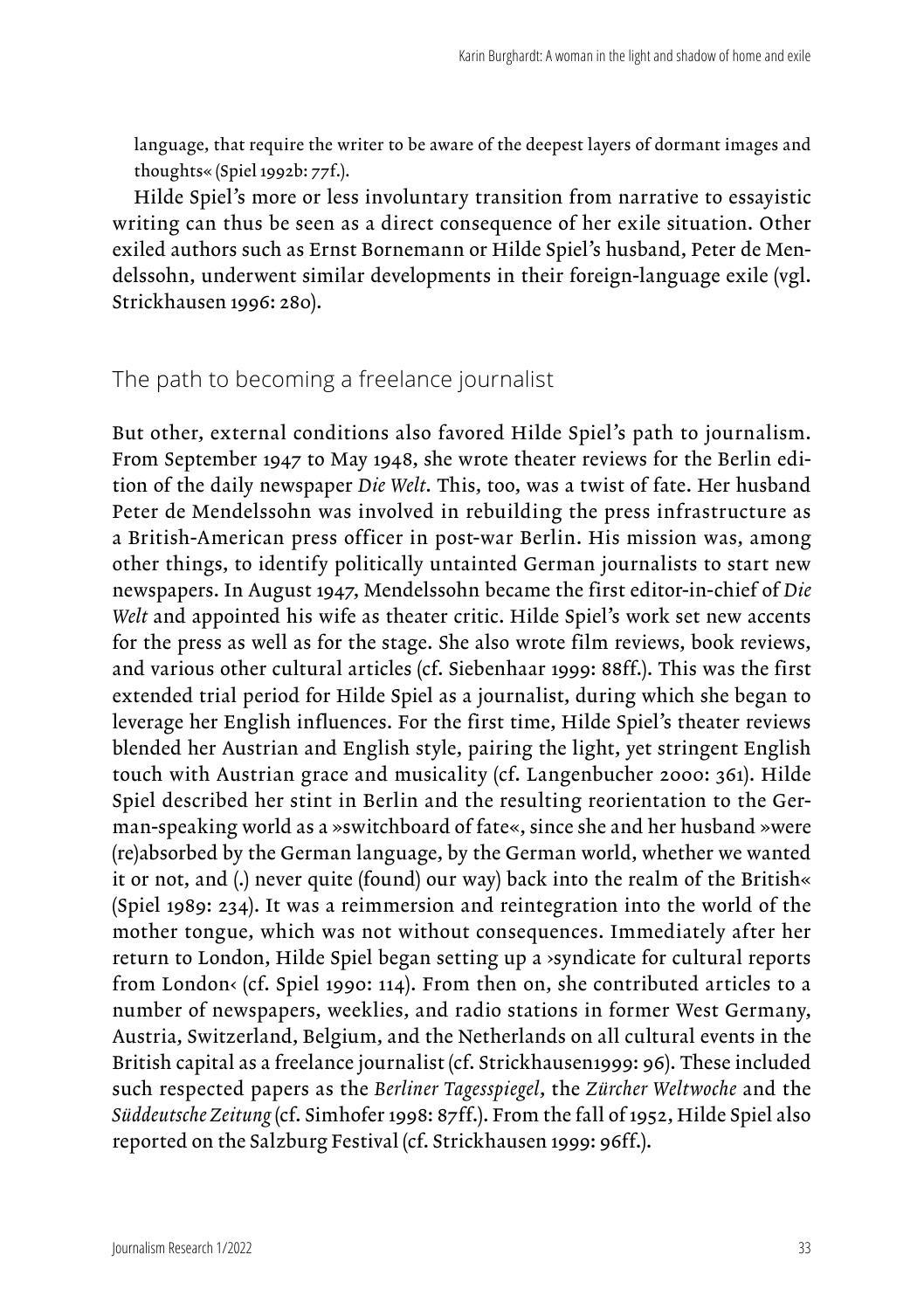language, that require the writer to be aware of the deepest layers of dormant images and thoughts« (Spiel 1992b: 77f.).

Hilde Spiel's more or less involuntary transition from narrative to essayistic writing can thus be seen as a direct consequence of her exile situation. Other exiled authors such as Ernst Bornemann or Hilde Spiel's husband, Peter de Mendelssohn, underwent similar developments in their foreign-language exile (vgl. Strickhausen 1996: 280).

## The path to becoming a freelance journalist

But other, external conditions also favored Hilde Spiel's path to journalism. From September 1947 to May 1948, she wrote theater reviews for the Berlin edition of the daily newspaper *Die Welt*. This, too, was a twist of fate. Her husband Peter de Mendelssohn was involved in rebuilding the press infrastructure as a British-American press officer in post-war Berlin. His mission was, among other things, to identify politically untainted German journalists to start new newspapers. In August 1947, Mendelssohn became the first editor-in-chief of *Die Welt* and appointed his wife as theater critic. Hilde Spiel's work set new accents for the press as well as for the stage. She also wrote film reviews, book reviews, and various other cultural articles (cf. Siebenhaar 1999: 88ff.). This was the first extended trial period for Hilde Spiel as a journalist, during which she began to leverage her English influences. For the first time, Hilde Spiel's theater reviews blended her Austrian and English style, pairing the light, yet stringent English touch with Austrian grace and musicality (cf. Langenbucher 2000: 361). Hilde Spiel described her stint in Berlin and the resulting reorientation to the German-speaking world as a »switchboard of fate«, since she and her husband »were (re)absorbed by the German language, by the German world, whether we wanted it or not, and (.) never quite (found) our way) back into the realm of the British« (Spiel 1989: 234). It was a reimmersion and reintegration into the world of the mother tongue, which was not without consequences. Immediately after her return to London, Hilde Spiel began setting up a ›syndicate for cultural reports from London‹ (cf. Spiel 1990: 114). From then on, she contributed articles to a number of newspapers, weeklies, and radio stations in former West Germany, Austria, Switzerland, Belgium, and the Netherlands on all cultural events in the British capital as a freelance journalist (cf. Strickhausen1999: 96). These included such respected papers as the *Berliner Tagesspiegel*, the *Zürcher Weltwoche* and the *Süddeutsche Zeitung* (cf. Simhofer 1998: 87ff.). From the fall of 1952, Hilde Spiel also reported on the Salzburg Festival (cf. Strickhausen 1999: 96ff.).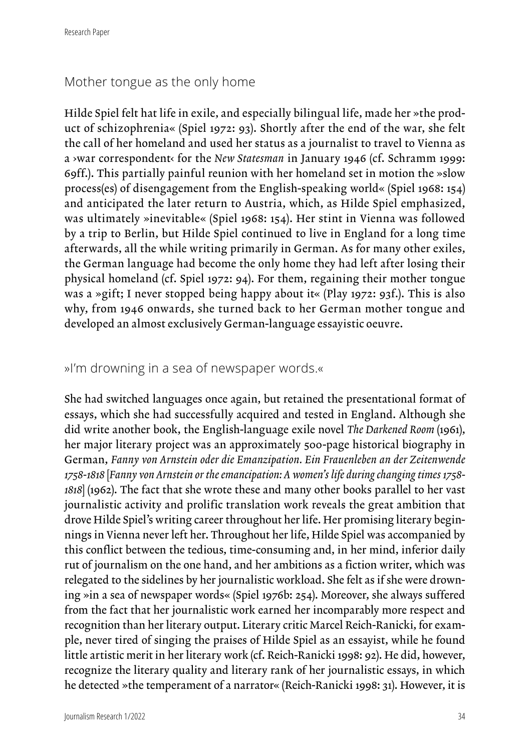## Mother tongue as the only home

Hilde Spiel felt hat life in exile, and especially bilingual life, made her »the product of schizophrenia« (Spiel 1972: 93). Shortly after the end of the war, she felt the call of her homeland and used her status as a journalist to travel to Vienna as a ›war correspondent‹ for the *New Statesman* in January 1946 (cf. Schramm 1999: 69ff.). This partially painful reunion with her homeland set in motion the »slow process(es) of disengagement from the English-speaking world« (Spiel 1968: 154) and anticipated the later return to Austria, which, as Hilde Spiel emphasized, was ultimately »inevitable« (Spiel 1968: 154). Her stint in Vienna was followed by a trip to Berlin, but Hilde Spiel continued to live in England for a long time afterwards, all the while writing primarily in German. As for many other exiles, the German language had become the only home they had left after losing their physical homeland (cf. Spiel 1972: 94). For them, regaining their mother tongue was a »gift; I never stopped being happy about it« (Play 1972: 93f.). This is also why, from 1946 onwards, she turned back to her German mother tongue and developed an almost exclusively German-language essayistic oeuvre.

## »I'm drowning in a sea of newspaper words.«

She had switched languages once again, but retained the presentational format of essays, which she had successfully acquired and tested in England. Although she did write another book, the English-language exile novel *The Darkened Room* (1961), her major literary project was an approximately 500-page historical biography in German, *Fanny von Arnstein oder die Emanzipation. Ein Frauenleben an der Zeitenwende 1758-1818* [*Fanny von Arnstein or the emancipation: A women's life during changing times 1758-1818*] (1962). The fact that she wrote these and many other books parallel to her vast journalistic activity and prolific translation work reveals the great ambition that drove Hilde Spiel's writing career throughout her life. Her promising literary beginnings in Vienna never left her. Throughout her life, Hilde Spiel was accompanied by this conflict between the tedious, time-consuming and, in her mind, inferior daily rut of journalism on the one hand, and her ambitions as a fiction writer, which was relegated to the sidelines by her journalistic workload. She felt as if she were drowning »in a sea of newspaper words« (Spiel 1976b: 254). Moreover, she always suffered from the fact that her journalistic work earned her incomparably more respect and recognition than her literary output. Literary critic Marcel Reich-Ranicki, for example, never tired of singing the praises of Hilde Spiel as an essayist, while he found little artistic merit in her literary work (cf. Reich-Ranicki 1998: 92). He did, however, recognize the literary quality and literary rank of her journalistic essays, in which he detected »the temperament of a narrator« (Reich-Ranicki 1998: 31). However, it is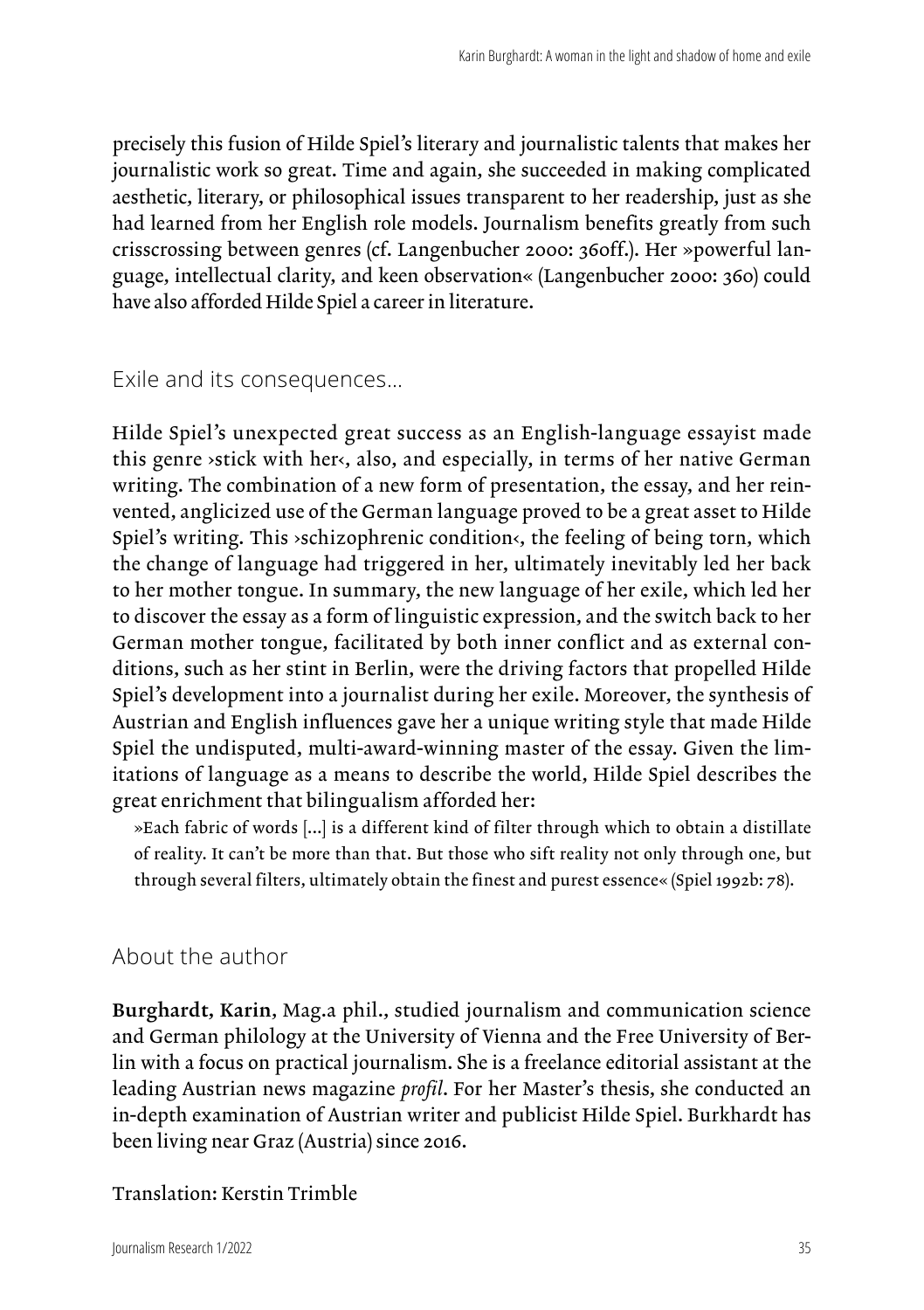precisely this fusion of Hilde Spiel's literary and journalistic talents that makes her journalistic work so great. Time and again, she succeeded in making complicated aesthetic, literary, or philosophical issues transparent to her readership, just as she had learned from her English role models. Journalism benefits greatly from such crisscrossing between genres (cf. Langenbucher 2000: 360ff.). Her »powerful language, intellectual clarity, and keen observation« (Langenbucher 2000: 360) could have also afforded Hilde Spiel a career in literature.

## Exile and its consequences…

Hilde Spiel's unexpected great success as an English-language essayist made this genre ›stick with her‹, also, and especially, in terms of her native German writing. The combination of a new form of presentation, the essay, and her reinvented, anglicized use of the German language proved to be a great asset to Hilde Spiel's writing. This ›schizophrenic condition‹, the feeling of being torn, which the change of language had triggered in her, ultimately inevitably led her back to her mother tongue. In summary, the new language of her exile, which led her to discover the essay as a form of linguistic expression, and the switch back to her German mother tongue, facilitated by both inner conflict and as external conditions, such as her stint in Berlin, were the driving factors that propelled Hilde Spiel's development into a journalist during her exile. Moreover, the synthesis of Austrian and English influences gave her a unique writing style that made Hilde Spiel the undisputed, multi-award-winning master of the essay. Given the limitations of language as a means to describe the world, Hilde Spiel describes the great enrichment that bilingualism afforded her:

> »Each fabric of words […] is a different kind of filter through which to obtain a distillate of reality. It can't be more than that. But those who sift reality not only through one, but through several filters, ultimately obtain the finest and purest essence« (Spiel 1992b: 78).

## About the author

**Burghardt, Karin**, Mag.a phil., studied journalism and communication science and German philology at the University of Vienna and the Free University of Berlin with a focus on practical journalism. She is a freelance editorial assistant at the leading Austrian news magazine *profil*. For her Master's thesis, she conducted an in-depth examination of Austrian writer and publicist Hilde Spiel. Burkhardt has been living near Graz (Austria) since 2016.

Translation: Kerstin Trimble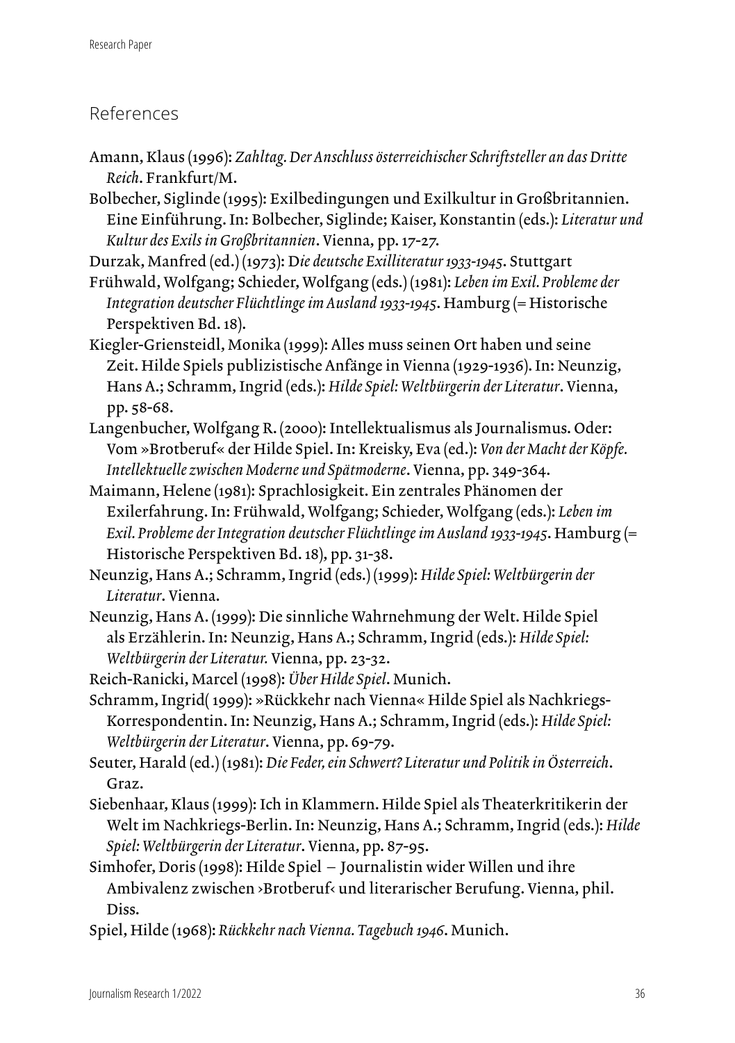## References

Amann, Klaus (1996): *Zahltag. Der Anschluss österreichischer Schriftsteller an das Dritte Reich*. Frankfurt/M.

Bolbecher, Siglinde (1995): Exilbedingungen und Exilkultur in Großbritannien. Eine Einführung. In: Bolbecher, Siglinde; Kaiser, Konstantin (eds.): *Literatur und Kultur des Exils in Großbritannien*. Vienna, pp. 17-27.

Durzak, Manfred (ed.) (1973): D*ie deutsche Exilliteratur 1933-1945*. Stuttgart

Frühwald, Wolfgang; Schieder, Wolfgang (eds.) (1981): *Leben im Exil. Probleme der Integration deutscher Flüchtlinge im Ausland 1933-1945*. Hamburg (= Historische Perspektiven Bd. 18).

Kiegler-Griensteidl, Monika (1999): Alles muss seinen Ort haben und seine Zeit. Hilde Spiels publizistische Anfänge in Vienna (1929-1936). In: Neunzig, Hans A.; Schramm, Ingrid (eds.): *Hilde Spiel: Weltbürgerin der Literatur*. Vienna, pp. 58-68.

Langenbucher, Wolfgang R. (2000): Intellektualismus als Journalismus. Oder: Vom »Brotberuf« der Hilde Spiel. In: Kreisky, Eva (ed.): *Von der Macht der Köpfe. Intellektuelle zwischen Moderne und Spätmoderne*. Vienna, pp. 349-364.

Maimann, Helene (1981): Sprachlosigkeit. Ein zentrales Phänomen der Exilerfahrung. In: Frühwald, Wolfgang; Schieder, Wolfgang (eds.): *Leben im Exil. Probleme der Integration deutscher Flüchtlinge im Ausland 1933-1945*. Hamburg (= Historische Perspektiven Bd. 18), pp. 31-38.

Neunzig, Hans A.; Schramm, Ingrid (eds.) (1999): *Hilde Spiel: Weltbürgerin der Literatur*. Vienna.

Neunzig, Hans A. (1999): Die sinnliche Wahrnehmung der Welt. Hilde Spiel als Erzählerin. In: Neunzig, Hans A.; Schramm, Ingrid (eds.): *Hilde Spiel: Weltbürgerin der Literatur.* Vienna, pp. 23-32.

Reich-Ranicki, Marcel (1998): *Über Hilde Spiel*. Munich.

Schramm, Ingrid( 1999): »Rückkehr nach Vienna« Hilde Spiel als Nachkriegs-Korrespondentin. In: Neunzig, Hans A.; Schramm, Ingrid (eds.): *Hilde Spiel: Weltbürgerin der Literatur*. Vienna, pp. 69-79.

Seuter, Harald (ed.) (1981): *Die Feder, ein Schwert? Literatur und Politik in Österreich*. Graz.

Siebenhaar, Klaus (1999): Ich in Klammern. Hilde Spiel als Theaterkritikerin der Welt im Nachkriegs-Berlin. In: Neunzig, Hans A.; Schramm, Ingrid (eds.): *Hilde Spiel: Weltbürgerin der Literatur*. Vienna, pp. 87-95.

Simhofer, Doris (1998): Hilde Spiel – Journalistin wider Willen und ihre Ambivalenz zwischen ›Brotberuf‹ und literarischer Berufung. Vienna, phil. Diss.

Spiel, Hilde (1968): *Rückkehr nach Vienna. Tagebuch 1946*. Munich.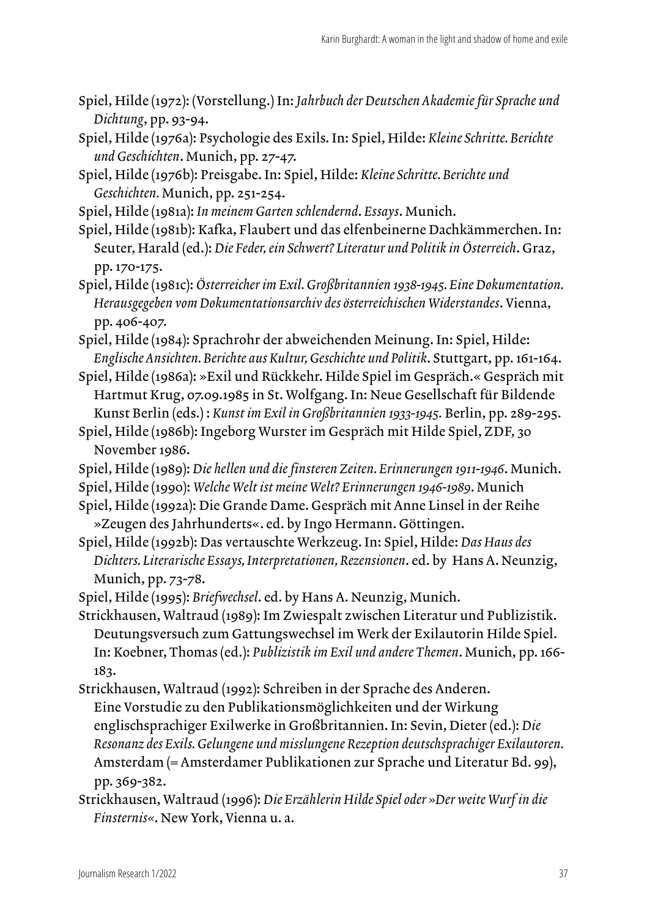Spiel, Hilde (1972): (Vorstellung.) In: *Jahrbuch der Deutschen Akademie für Sprache und Dichtung*, pp. 93-94.

Spiel, Hilde (1976a): Psychologie des Exils. In: Spiel, Hilde: *Kleine Schritte. Berichte und Geschichten*. Munich, pp. 27-47.

Spiel, Hilde (1976b): Preisgabe. In: Spiel, Hilde: *Kleine Schritte. Berichte und Geschichten.* Munich, pp. 251-254.

Spiel, Hilde (1981a): *In meinem Garten schlendernd. Essays*. Munich.

Spiel, Hilde (1981b): Kafka, Flaubert und das elfenbeinerne Dachkämmerchen. In: Seuter, Harald (ed.): *Die Feder, ein Schwert? Literatur und Politik in Österreich*. Graz, pp. 170-175.

Spiel, Hilde (1981c): *Österreicher im Exil. Großbritannien 1938-1945. Eine Dokumentation. Herausgegeben vom Dokumentationsarchiv des österreichischen Widerstandes*. Vienna, pp. 406-407.

Spiel, Hilde (1984): Sprachrohr der abweichenden Meinung. In: Spiel, Hilde: *Englische Ansichten. Berichte aus Kultur, Geschichte und Politik*. Stuttgart, pp. 161-164.

Spiel, Hilde (1986a): »Exil und Rückkehr. Hilde Spiel im Gespräch.« Gespräch mit Hartmut Krug, 07.09.1985 in St. Wolfgang. In: Neue Gesellschaft für Bildende Kunst Berlin (eds.) : *Kunst im Exil in Großbritannien 1933-1945.* Berlin, pp. 289-295.

Spiel, Hilde (1986b): Ingeborg Wurster im Gespräch mit Hilde Spiel, ZDF, 30 November 1986.

Spiel, Hilde (1989): *Die hellen und die finsteren Zeiten. Erinnerungen 1911-1946*. Munich.

Spiel, Hilde (1990): *Welche Welt ist meine Welt? Erinnerungen 1946-1989*. Munich

Spiel, Hilde (1992a): Die Grande Dame. Gespräch mit Anne Linsel in der Reihe »Zeugen des Jahrhunderts«. ed. by Ingo Hermann. Göttingen.

Spiel, Hilde (1992b): Das vertauschte Werkzeug. In: Spiel, Hilde: *Das Haus des Dichters. Literarische Essays, Interpretationen, Rezensionen*. ed. by Hans A. Neunzig, Munich, pp. 73-78.

Spiel, Hilde (1995): *Briefwechsel*. ed. by Hans A. Neunzig, Munich.

Strickhausen, Waltraud (1989): Im Zwiespalt zwischen Literatur und Publizistik. Deutungsversuch zum Gattungswechsel im Werk der Exilautorin Hilde Spiel. In: Koebner, Thomas (ed.): *Publizistik im Exil und andere Themen*. Munich, pp. 166-183.

Strickhausen, Waltraud (1992): Schreiben in der Sprache des Anderen. Eine Vorstudie zu den Publikationsmöglichkeiten und der Wirkung englischsprachiger Exilwerke in Großbritannien. In: Sevin, Dieter (ed.): *Die Resonanz des Exils. Gelungene und misslungene Rezeption deutschsprachiger Exilautoren.* Amsterdam (= Amsterdamer Publikationen zur Sprache und Literatur Bd. 99), pp. 369-382.

Strickhausen, Waltraud (1996): *Die Erzählerin Hilde Spiel oder »Der weite Wurf in die Finsternis«*. New York, Vienna u. a.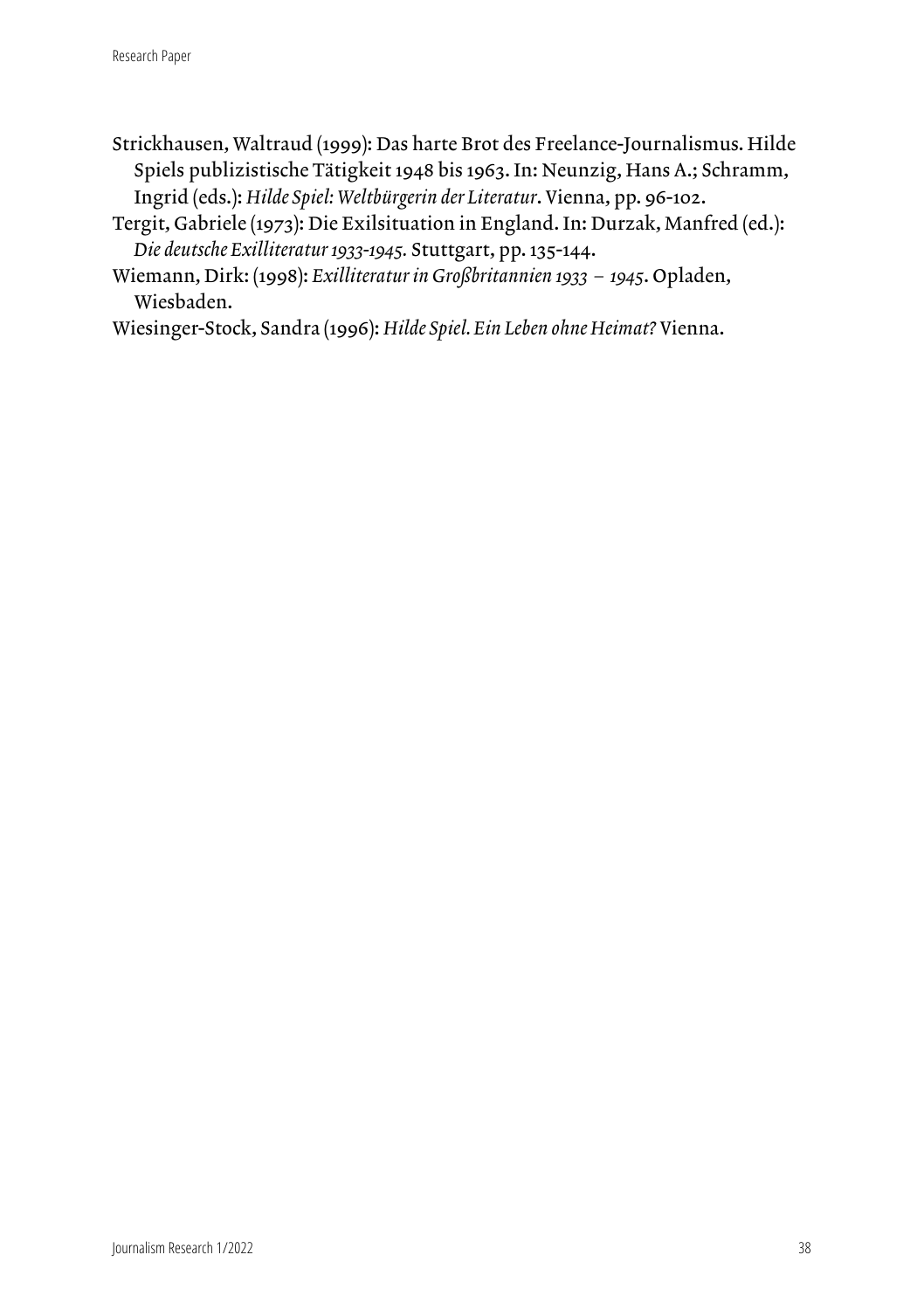Strickhausen, Waltraud (1999): Das harte Brot des Freelance-Journalismus. Hilde Spiels publizistische Tätigkeit 1948 bis 1963. In: Neunzig, Hans A.; Schramm, Ingrid (eds.): *Hilde Spiel: Weltbürgerin der Literatur*. Vienna, pp. 96-102.

Tergit, Gabriele (1973): Die Exilsituation in England. In: Durzak, Manfred (ed.): *Die deutsche Exilliteratur 1933-1945.* Stuttgart, pp. 135-144.

Wiemann, Dirk: (1998): *Exilliteratur in Großbritannien 1933 – 1945*. Opladen, Wiesbaden.

Wiesinger-Stock, Sandra (1996): *Hilde Spiel. Ein Leben ohne Heimat?* Vienna.